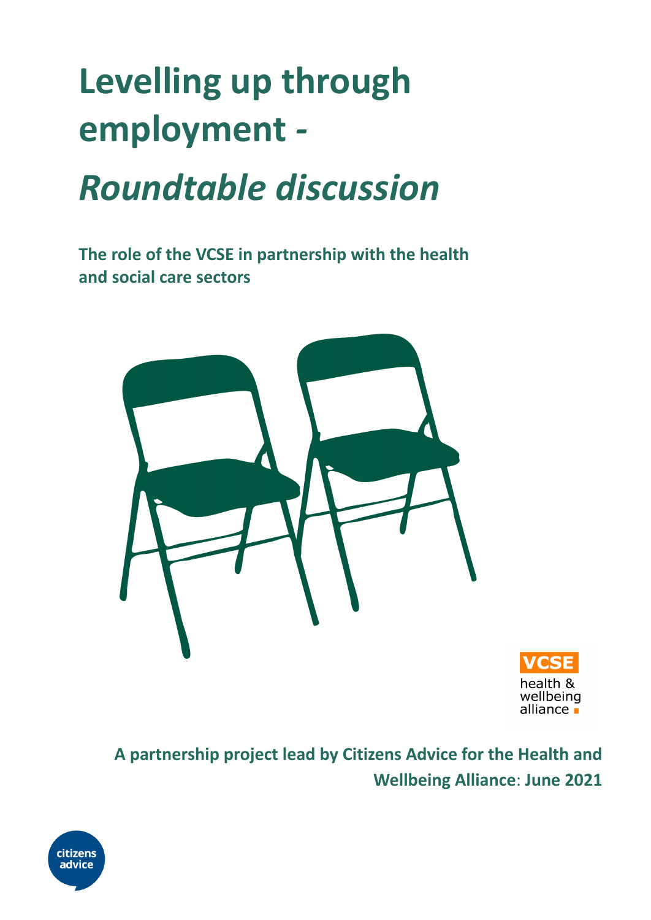# Levelling up through employment - *Roundtable discussion*

**The role of the VCSE in partnership with the health and social care sectors**

VCSE health & wellbeing alliance

**A partnership project lead by Citizens Advice for the Health and Wellbeing Alliance: June 2021**

citizens advice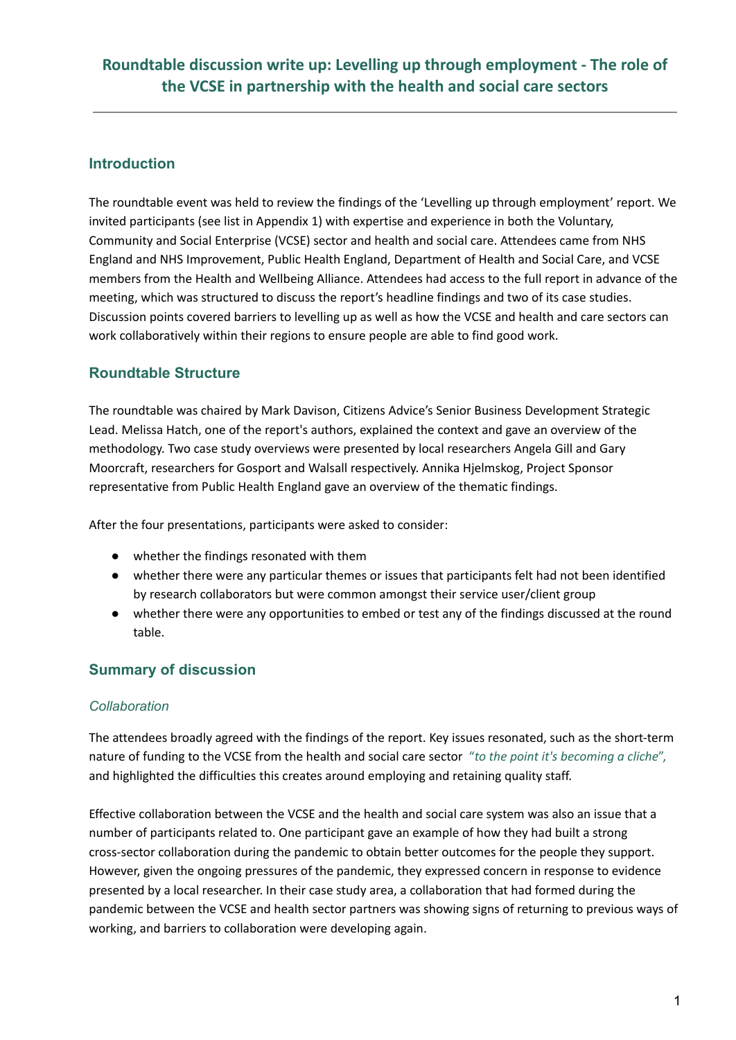# Roundtable discussion write up: Levelling up through employment - The role of the VCSE in partnership with the health and social care sectors

## Introduction

The roundtable event was held to review the findings of the 'Levelling up through employment' report. We invited participants (see list in Appendix 1) with expertise and experience in both the Voluntary, Community and Social Enterprise (VCSE) sector and health and social care. Attendees came from NHS England and NHS Improvement, Public Health England, Department of Health and Social Care, and VCSE members from the Health and Wellbeing Alliance. Attendees had access to the full report in advance of the meeting, which was structured to discuss the report's headline findings and two of its case studies. Discussion points covered barriers to levelling up as well as how the VCSE and health and care sectors can work collaboratively within their regions to ensure people are able to find good work.

## Roundtable Structure

The roundtable was chaired by Mark Davison, Citizens Advice's Senior Business Development Strategic Lead. Melissa Hatch, one of the report's authors, explained the context and gave an overview of the methodology. Two case study overviews were presented by local researchers Angela Gill and Gary Moorcraft, researchers for Gosport and Walsall respectively. Annika Hjelmskog, Project Sponsor representative from Public Health England gave an overview of the thematic findings.

After the four presentations, participants were asked to consider:

- whether the findings resonated with them
- whether there were any particular themes or issues that participants felt had not been identified by research collaborators but were common amongst their service user/client group
- whether there were any opportunities to embed or test any of the findings discussed at the round table.

## Summary of discussion

### *Collaboration*

The attendees broadly agreed with the findings of the report. Key issues resonated, such as the short-term nature of funding to the VCSE from the health and social care sector "*to the point it's becoming a cliche*", and highlighted the difficulties this creates around employing and retaining quality staff.

Effective collaboration between the VCSE and the health and social care system was also an issue that a number of participants related to. One participant gave an example of how they had built a strong cross-sector collaboration during the pandemic to obtain better outcomes for the people they support. However, given the ongoing pressures of the pandemic, they expressed concern in response to evidence presented by a local researcher. In their case study area, a collaboration that had formed during the pandemic between the VCSE and health sector partners was showing signs of returning to previous ways of working, and barriers to collaboration were developing again.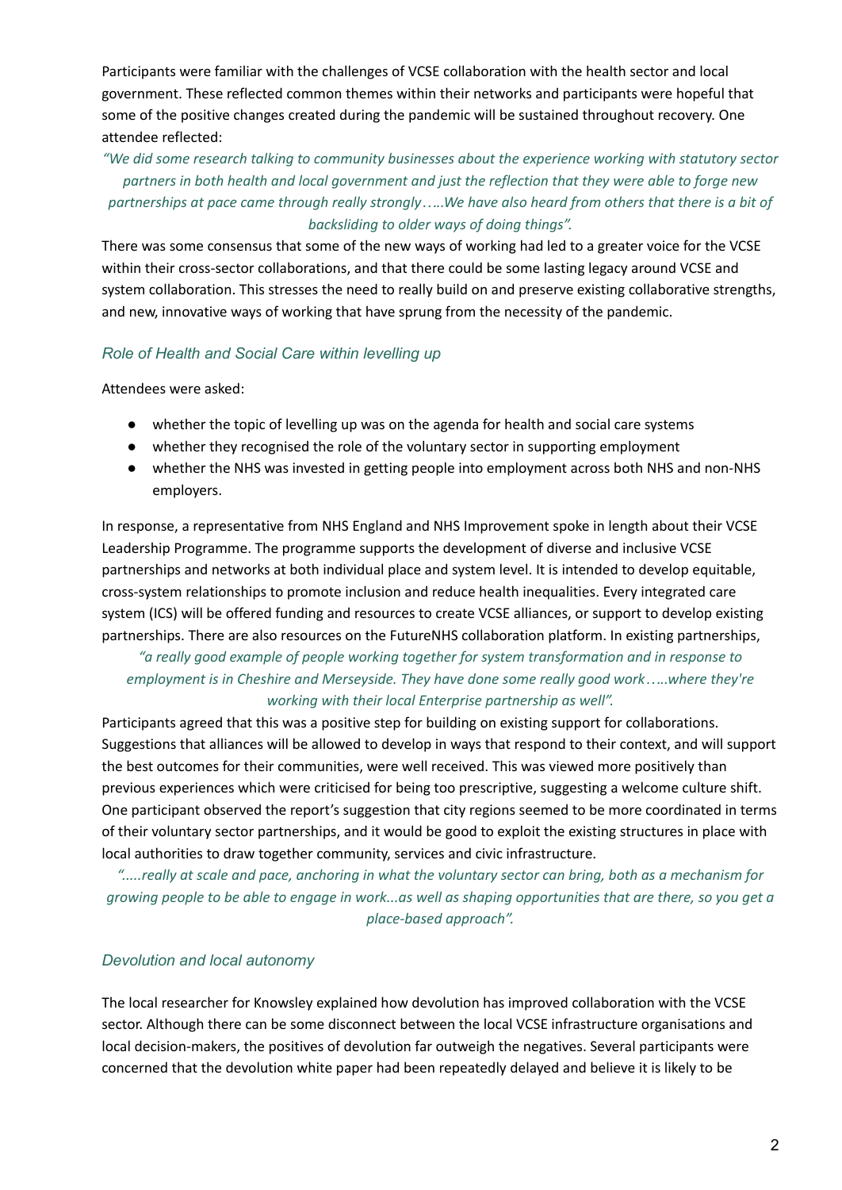Participants were familiar with the challenges of VCSE collaboration with the health sector and local government. These reflected common themes within their networks and participants were hopeful that some of the positive changes created during the pandemic will be sustained throughout recovery. One attendee reflected:

*"We did some research talking to community businesses about the experience working with statutory sector partners in both health and local government and just the reflection that they were able to forge new partnerships at pace came through really strongly…..We have also heard from others that there is a bit of backsliding to older ways of doing things".*

There was some consensus that some of the new ways of working had led to a greater voice for the VCSE within their cross-sector collaborations, and that there could be some lasting legacy around VCSE and system collaboration. This stresses the need to really build on and preserve existing collaborative strengths, and new, innovative ways of working that have sprung from the necessity of the pandemic.

### *Role of Health and Social Care within levelling up*

Attendees were asked:

- whether the topic of levelling up was on the agenda for health and social care systems
- whether they recognised the role of the voluntary sector in supporting employment
- whether the NHS was invested in getting people into employment across both NHS and non-NHS employers.

In response, a representative from NHS England and NHS Improvement spoke in length about their VCSE Leadership Programme. The programme supports the development of diverse and inclusive VCSE partnerships and networks at both individual place and system level. It is intended to develop equitable, cross-system relationships to promote inclusion and reduce health inequalities. Every integrated care system (ICS) will be offered funding and resources to create VCSE alliances, or support to develop existing partnerships. There are also resources on the FutureNHS collaboration platform. In existing partnerships,

*"a really good example of people working together for system transformation and in response to employment is in Cheshire and Merseyside. They have done some really good work…..where they're working with their local Enterprise partnership as well".*

Participants agreed that this was a positive step for building on existing support for collaborations. Suggestions that alliances will be allowed to develop in ways that respond to their context, and will support the best outcomes for their communities, were well received. This was viewed more positively than previous experiences which were criticised for being too prescriptive, suggesting a welcome culture shift. One participant observed the report's suggestion that city regions seemed to be more coordinated in terms of their voluntary sector partnerships, and it would be good to exploit the existing structures in place with local authorities to draw together community, services and civic infrastructure.

*".....really at scale and pace, anchoring in what the voluntary sector can bring, both as a mechanism for growing people to be able to engage in work...as well as shaping opportunities that are there, so you get a place-based approach".*

### *Devolution and local autonomy*

The local researcher for Knowsley explained how devolution has improved collaboration with the VCSE sector. Although there can be some disconnect between the local VCSE infrastructure organisations and local decision-makers, the positives of devolution far outweigh the negatives. Several participants were concerned that the devolution white paper had been repeatedly delayed and believe it is likely to be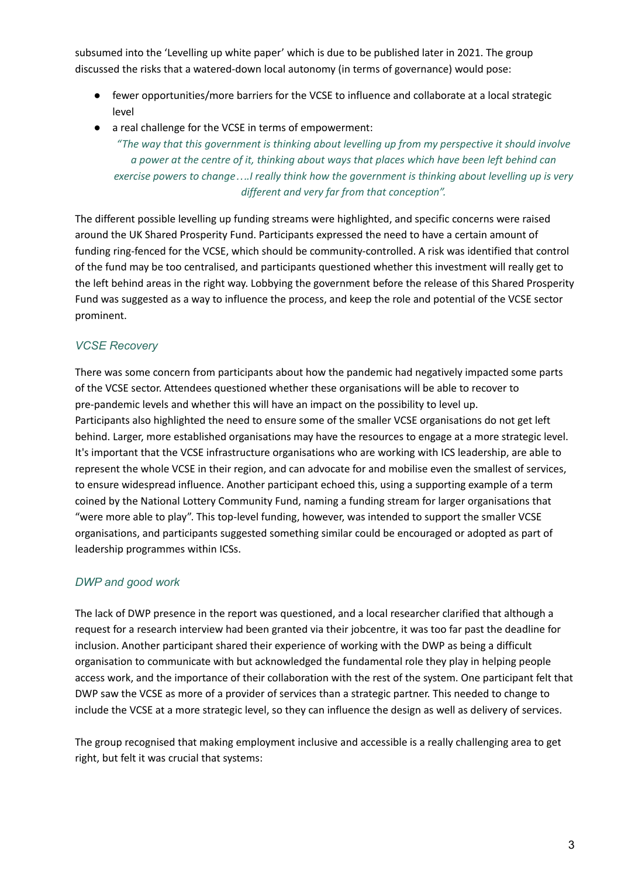subsumed into the 'Levelling up white paper' which is due to be published later in 2021. The group discussed the risks that a watered-down local autonomy (in terms of governance) would pose:

- fewer opportunities/more barriers for the VCSE to influence and collaborate at a local strategic level
- a real challenge for the VCSE in terms of empowerment:
  *"The way that this government is thinking about levelling up from my perspective it should involve a power at the centre of it, thinking about ways that places which have been left behind can exercise powers to change….I really think how the government is thinking about levelling up is very different and very far from that conception".*

The different possible levelling up funding streams were highlighted, and specific concerns were raised around the UK Shared Prosperity Fund. Participants expressed the need to have a certain amount of funding ring-fenced for the VCSE, which should be community-controlled. A risk was identified that control of the fund may be too centralised, and participants questioned whether this investment will really get to the left behind areas in the right way. Lobbying the government before the release of this Shared Prosperity Fund was suggested as a way to influence the process, and keep the role and potential of the VCSE sector prominent.

### *VCSE Recovery*

There was some concern from participants about how the pandemic had negatively impacted some parts of the VCSE sector. Attendees questioned whether these organisations will be able to recover to pre-pandemic levels and whether this will have an impact on the possibility to level up.
Participants also highlighted the need to ensure some of the smaller VCSE organisations do not get left behind. Larger, more established organisations may have the resources to engage at a more strategic level. It's important that the VCSE infrastructure organisations who are working with ICS leadership, are able to represent the whole VCSE in their region, and can advocate for and mobilise even the smallest of services, to ensure widespread influence. Another participant echoed this, using a supporting example of a term coined by the National Lottery Community Fund, naming a funding stream for larger organisations that "were more able to play". This top-level funding, however, was intended to support the smaller VCSE organisations, and participants suggested something similar could be encouraged or adopted as part of leadership programmes within ICSs.

### *DWP and good work*

The lack of DWP presence in the report was questioned, and a local researcher clarified that although a request for a research interview had been granted via their jobcentre, it was too far past the deadline for inclusion. Another participant shared their experience of working with the DWP as being a difficult organisation to communicate with but acknowledged the fundamental role they play in helping people access work, and the importance of their collaboration with the rest of the system. One participant felt that DWP saw the VCSE as more of a provider of services than a strategic partner. This needed to change to include the VCSE at a more strategic level, so they can influence the design as well as delivery of services.

The group recognised that making employment inclusive and accessible is a really challenging area to get right, but felt it was crucial that systems: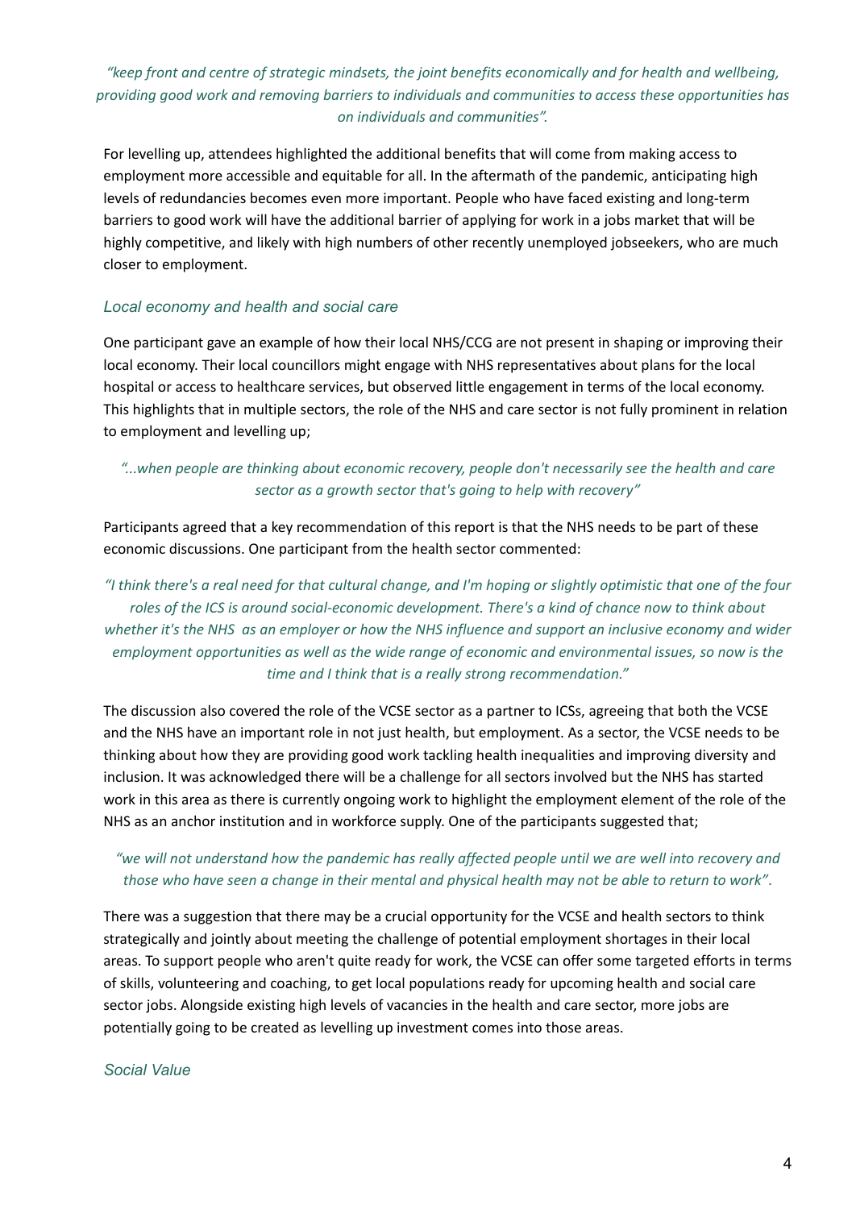*"keep front and centre of strategic mindsets, the joint benefits economically and for health and wellbeing, providing good work and removing barriers to individuals and communities to access these opportunities has on individuals and communities".*

For levelling up, attendees highlighted the additional benefits that will come from making access to employment more accessible and equitable for all. In the aftermath of the pandemic, anticipating high levels of redundancies becomes even more important. People who have faced existing and long-term barriers to good work will have the additional barrier of applying for work in a jobs market that will be highly competitive, and likely with high numbers of other recently unemployed jobseekers, who are much closer to employment.

### *Local economy and health and social care*

One participant gave an example of how their local NHS/CCG are not present in shaping or improving their local economy. Their local councillors might engage with NHS representatives about plans for the local hospital or access to healthcare services, but observed little engagement in terms of the local economy. This highlights that in multiple sectors, the role of the NHS and care sector is not fully prominent in relation to employment and levelling up;

*"...when people are thinking about economic recovery, people don't necessarily see the health and care sector as a growth sector that's going to help with recovery"*

Participants agreed that a key recommendation of this report is that the NHS needs to be part of these economic discussions. One participant from the health sector commented:

*"I think there's a real need for that cultural change, and I'm hoping or slightly optimistic that one of the four roles of the ICS is around social-economic development. There's a kind of chance now to think about whether it's the NHS as an employer or how the NHS influence and support an inclusive economy and wider employment opportunities as well as the wide range of economic and environmental issues, so now is the time and I think that is a really strong recommendation."*

The discussion also covered the role of the VCSE sector as a partner to ICSs, agreeing that both the VCSE and the NHS have an important role in not just health, but employment. As a sector, the VCSE needs to be thinking about how they are providing good work tackling health inequalities and improving diversity and inclusion. It was acknowledged there will be a challenge for all sectors involved but the NHS has started work in this area as there is currently ongoing work to highlight the employment element of the role of the NHS as an anchor institution and in workforce supply. One of the participants suggested that;

*"we will not understand how the pandemic has really affected people until we are well into recovery and those who have seen a change in their mental and physical health may not be able to return to work".*

There was a suggestion that there may be a crucial opportunity for the VCSE and health sectors to think strategically and jointly about meeting the challenge of potential employment shortages in their local areas. To support people who aren't quite ready for work, the VCSE can offer some targeted efforts in terms of skills, volunteering and coaching, to get local populations ready for upcoming health and social care sector jobs. Alongside existing high levels of vacancies in the health and care sector, more jobs are potentially going to be created as levelling up investment comes into those areas.

### *Social Value*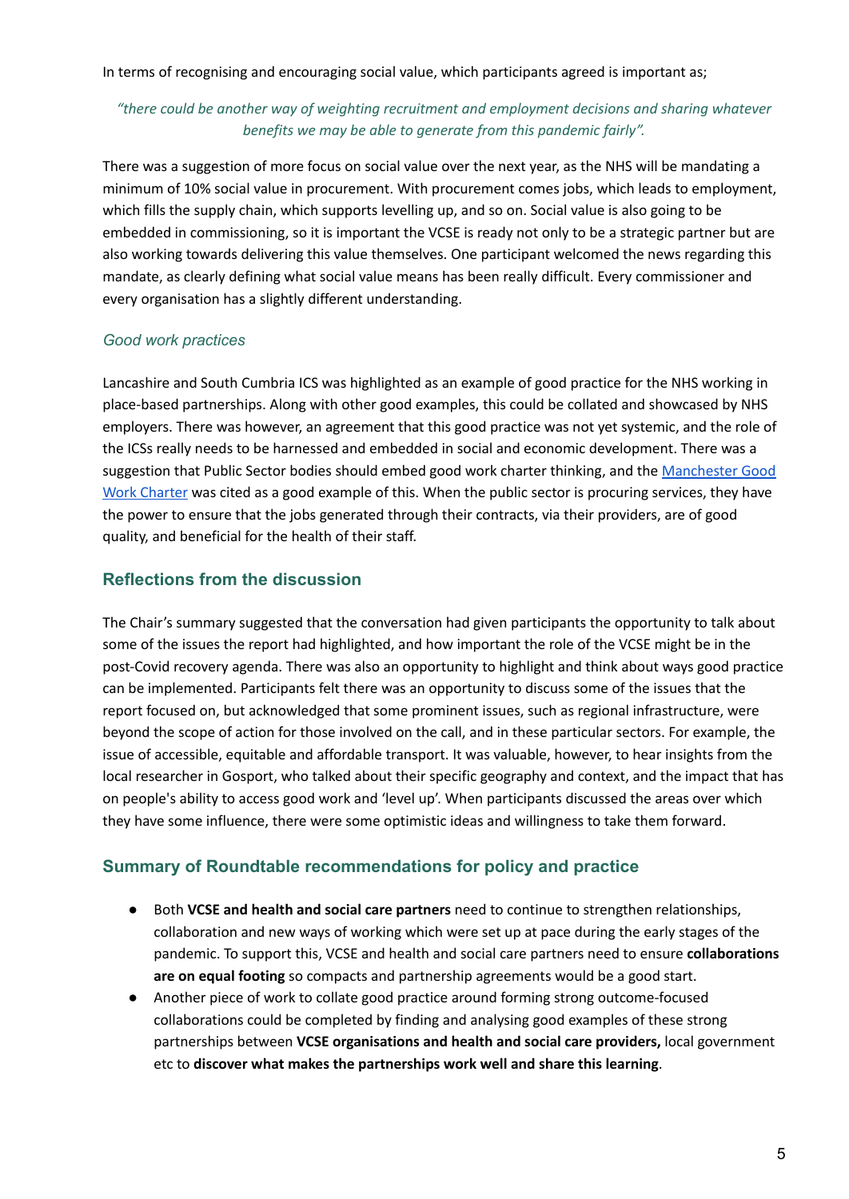In terms of recognising and encouraging social value, which participants agreed is important as;

> *"there could be another way of weighting recruitment and employment decisions and sharing whatever benefits we may be able to generate from this pandemic fairly".*

There was a suggestion of more focus on social value over the next year, as the NHS will be mandating a minimum of 10% social value in procurement. With procurement comes jobs, which leads to employment, which fills the supply chain, which supports levelling up, and so on. Social value is also going to be embedded in commissioning, so it is important the VCSE is ready not only to be a strategic partner but are also working towards delivering this value themselves. One participant welcomed the news regarding this mandate, as clearly defining what social value means has been really difficult. Every commissioner and every organisation has a slightly different understanding.

### *Good work practices*

Lancashire and South Cumbria ICS was highlighted as an example of good practice for the NHS working in place-based partnerships. Along with other good examples, this could be collated and showcased by NHS employers. There was however, an agreement that this good practice was not yet systemic, and the role of the ICSs really needs to be harnessed and embedded in social and economic development. There was a suggestion that Public Sector bodies should embed good work charter thinking, and the Manchester Good Work Charter was cited as a good example of this. When the public sector is procuring services, they have the power to ensure that the jobs generated through their contracts, via their providers, are of good quality, and beneficial for the health of their staff.

## Reflections from the discussion

The Chair's summary suggested that the conversation had given participants the opportunity to talk about some of the issues the report had highlighted, and how important the role of the VCSE might be in the post-Covid recovery agenda. There was also an opportunity to highlight and think about ways good practice can be implemented. Participants felt there was an opportunity to discuss some of the issues that the report focused on, but acknowledged that some prominent issues, such as regional infrastructure, were beyond the scope of action for those involved on the call, and in these particular sectors. For example, the issue of accessible, equitable and affordable transport. It was valuable, however, to hear insights from the local researcher in Gosport, who talked about their specific geography and context, and the impact that has on people's ability to access good work and 'level up'. When participants discussed the areas over which they have some influence, there were some optimistic ideas and willingness to take them forward.

## Summary of Roundtable recommendations for policy and practice

- Both **VCSE and health and social care partners** need to continue to strengthen relationships, collaboration and new ways of working which were set up at pace during the early stages of the pandemic. To support this, VCSE and health and social care partners need to ensure **collaborations are on equal footing** so compacts and partnership agreements would be a good start.
- Another piece of work to collate good practice around forming strong outcome-focused collaborations could be completed by finding and analysing good examples of these strong partnerships between **VCSE organisations and health and social care providers,** local government etc to **discover what makes the partnerships work well and share this learning**.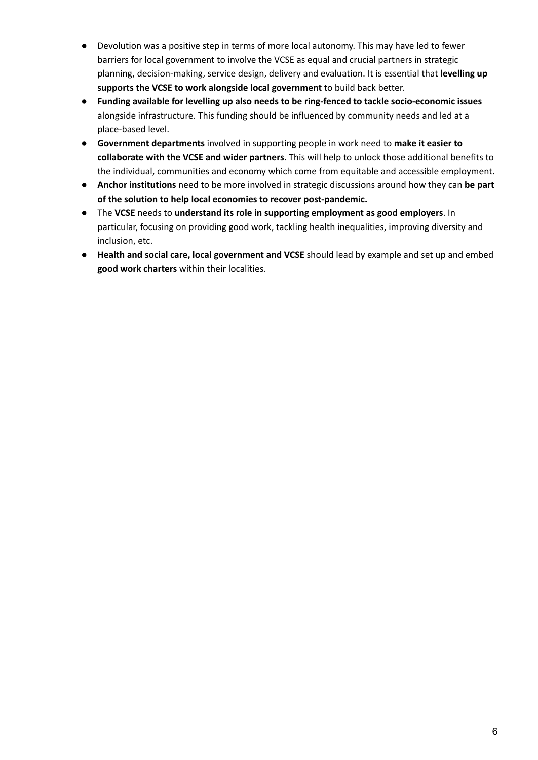- Devolution was a positive step in terms of more local autonomy. This may have led to fewer barriers for local government to involve the VCSE as equal and crucial partners in strategic planning, decision-making, service design, delivery and evaluation. It is essential that **levelling up supports the VCSE to work alongside local government** to build back better.
- **Funding available for levelling up also needs to be ring-fenced to tackle socio-economic issues** alongside infrastructure. This funding should be influenced by community needs and led at a place-based level.
- **Government departments** involved in supporting people in work need to **make it easier to collaborate with the VCSE and wider partners**. This will help to unlock those additional benefits to the individual, communities and economy which come from equitable and accessible employment.
- **Anchor institutions** need to be more involved in strategic discussions around how they can **be part of the solution to help local economies to recover post-pandemic.**
- The **VCSE** needs to **understand its role in supporting employment as good employers**. In particular, focusing on providing good work, tackling health inequalities, improving diversity and inclusion, etc.
- **Health and social care, local government and VCSE** should lead by example and set up and embed **good work charters** within their localities.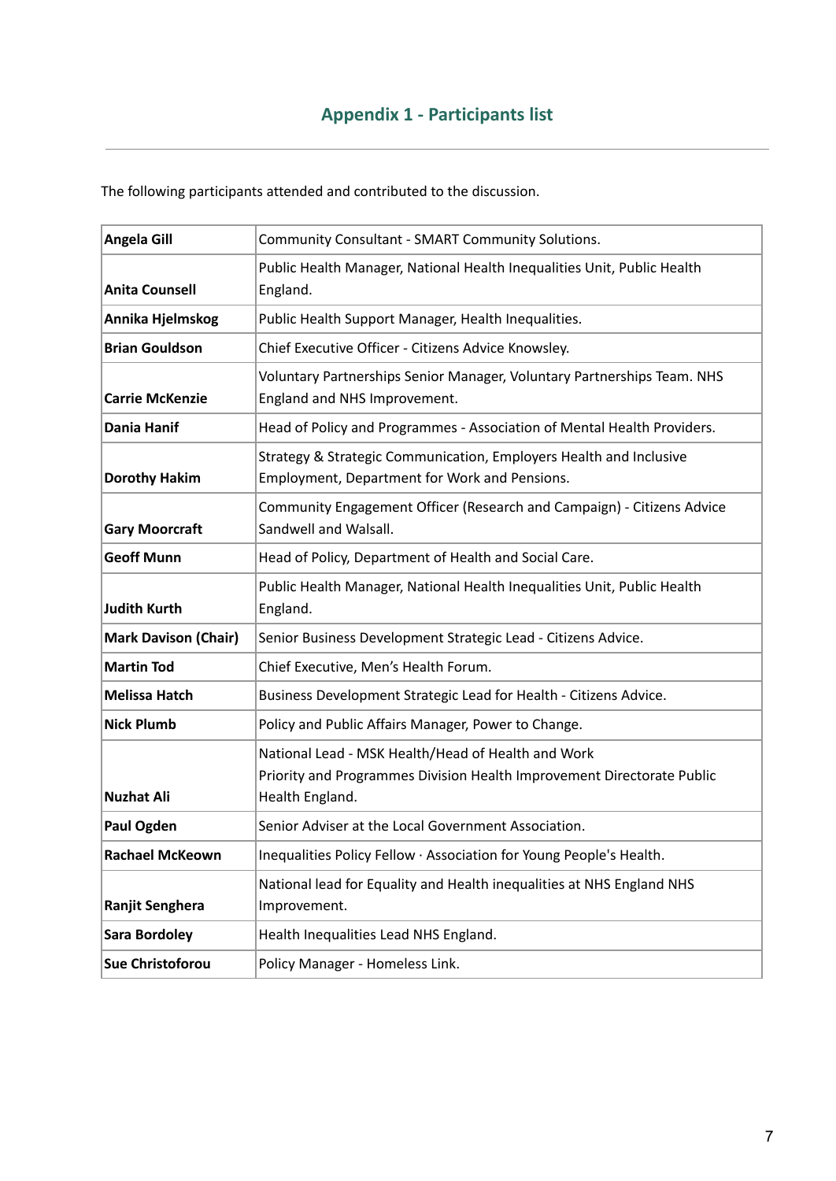## Appendix 1 - Participants list

The following participants attended and contributed to the discussion.

| | |
|---|---|
| **Angela Gill** | Community Consultant - SMART Community Solutions. |
| **Anita Counsell** | Public Health Manager, National Health Inequalities Unit, Public Health England. |
| **Annika Hjelmskog** | Public Health Support Manager, Health Inequalities. |
| **Brian Gouldson** | Chief Executive Officer - Citizens Advice Knowsley. |
| **Carrie McKenzie** | Voluntary Partnerships Senior Manager, Voluntary Partnerships Team. NHS England and NHS Improvement. |
| **Dania Hanif** | Head of Policy and Programmes - Association of Mental Health Providers. |
| **Dorothy Hakim** | Strategy & Strategic Communication, Employers Health and Inclusive Employment, Department for Work and Pensions. |
| **Gary Moorcraft** | Community Engagement Officer (Research and Campaign) - Citizens Advice Sandwell and Walsall. |
| **Geoff Munn** | Head of Policy, Department of Health and Social Care. |
| **Judith Kurth** | Public Health Manager, National Health Inequalities Unit, Public Health England. |
| **Mark Davison (Chair)** | Senior Business Development Strategic Lead - Citizens Advice. |
| **Martin Tod** | Chief Executive, Men's Health Forum. |
| **Melissa Hatch** | Business Development Strategic Lead for Health - Citizens Advice. |
| **Nick Plumb** | Policy and Public Affairs Manager, Power to Change. |
| **Nuzhat Ali** | National Lead - MSK Health/Head of Health and Work Priority and Programmes Division Health Improvement Directorate Public Health England. |
| **Paul Ogden** | Senior Adviser at the Local Government Association. |
| **Rachael McKeown** | Inequalities Policy Fellow · Association for Young People's Health. |
| **Ranjit Senghera** | National lead for Equality and Health inequalities at NHS England NHS Improvement. |
| **Sara Bordoley** | Health Inequalities Lead NHS England. |
| **Sue Christoforou** | Policy Manager - Homeless Link. |